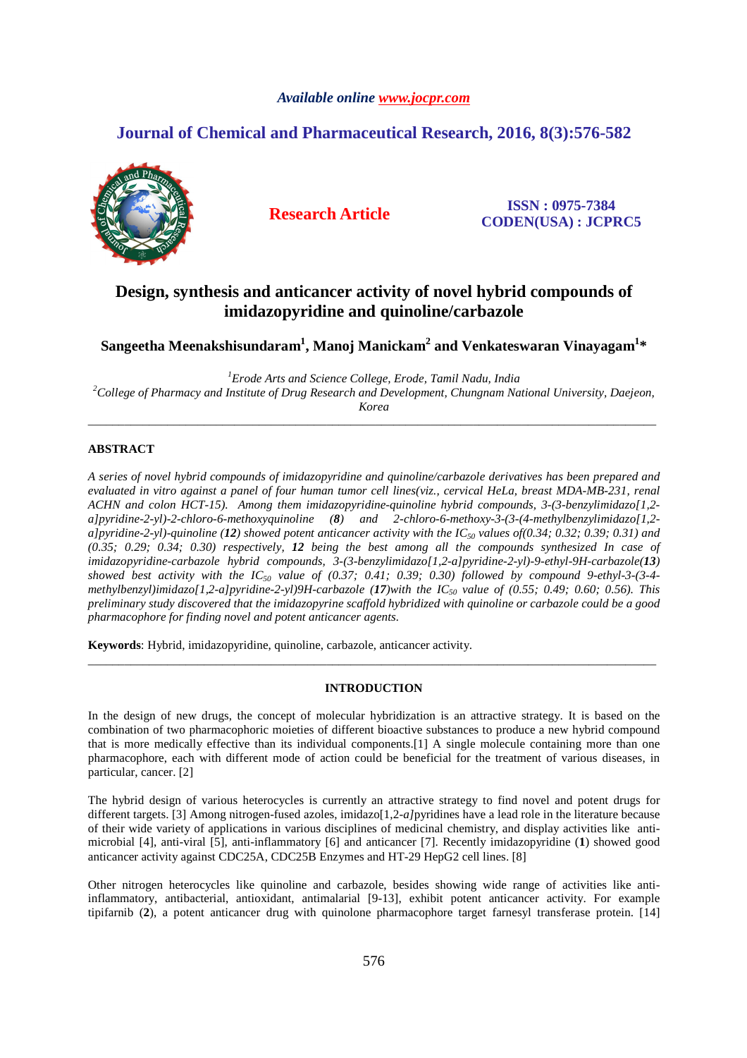*Available online www.jocpr.com*

**Journal of Chemical and Pharmaceutical Research, 2016, 8(3):576-582**

**Research Article**

**ISSN : 0975-7384**
**CODEN(USA) : JCPRC5**

# Design, synthesis and anticancer activity of novel hybrid compounds of imidazopyridine and quinoline/carbazole

**Sangeetha Meenakshisundaram[1], Manoj Manickam[2] and Venkateswaran Vinayagam[1]***

[1]*Erode Arts and Science College, Erode, Tamil Nadu, India*
[2]*College of Pharmacy and Institute of Drug Research and Development, Chungnam National University, Daejeon, Korea*

---

## ABSTRACT

*A series of novel hybrid compounds of imidazopyridine and quinoline/carbazole derivatives has been prepared and evaluated in vitro against a panel of four human tumor cell lines(viz., cervical HeLa, breast MDA-MB-231, renal ACHN and colon HCT-15). Among them imidazopyridine-quinoline hybrid compounds, 3-(3-benzylimidazo[1,2-a]pyridine-2-yl)-2-chloro-6-methoxyquinoline (**8**) and 2-chloro-6-methoxy-3-(3-(4-methylbenzylimidazo[1,2-a]pyridine-2-yl)-quinoline (**12**) showed potent anticancer activity with the $IC_{50}$ values of(0.34; 0.32; 0.39; 0.31) and (0.35; 0.29; 0.34; 0.30) respectively, **12** being the best among all the compounds synthesized In case of imidazopyridine-carbazole hybrid compounds, 3-(3-benzylimidazo[1,2-a]pyridine-2-yl)-9-ethyl-9H-carbazole(**13**) showed best activity with the $IC_{50}$ value of (0.37; 0.41; 0.39; 0.30) followed by compound 9-ethyl-3-(3-4-methylbenzyl)imidazo[1,2-a]pyridine-2-yl)9H-carbazole (**17**)with the $IC_{50}$ value of (0.55; 0.49; 0.60; 0.56). This preliminary study discovered that the imidazopyrine scaffold hybridized with quinoline or carbazole could be a good pharmacophore for finding novel and potent anticancer agents.*

**Keywords**: Hybrid, imidazopyridine, quinoline, carbazole, anticancer activity.

---

## INTRODUCTION

In the design of new drugs, the concept of molecular hybridization is an attractive strategy. It is based on the combination of two pharmacophoric moieties of different bioactive substances to produce a new hybrid compound that is more medically effective than its individual components.[1] A single molecule containing more than one pharmacophore, each with different mode of action could be beneficial for the treatment of various diseases, in particular, cancer. [2]

The hybrid design of various heterocycles is currently an attractive strategy to find novel and potent drugs for different targets. [3] Among nitrogen-fused azoles, imidazo[1,2-*a*]pyridines have a lead role in the literature because of their wide variety of applications in various disciplines of medicinal chemistry, and display activities like anti-microbial [4], anti-viral [5], anti-inflammatory [6] and anticancer [7]. Recently imidazopyridine (**1**) showed good anticancer activity against CDC25A, CDC25B Enzymes and HT-29 HepG2 cell lines. [8]

Other nitrogen heterocycles like quinoline and carbazole, besides showing wide range of activities like anti-inflammatory, antibacterial, antioxidant, antimalarial [9-13], exhibit potent anticancer activity. For example tipifarnib (**2**), a potent anticancer drug with quinolone pharmacophore target farnesyl transferase protein. [14]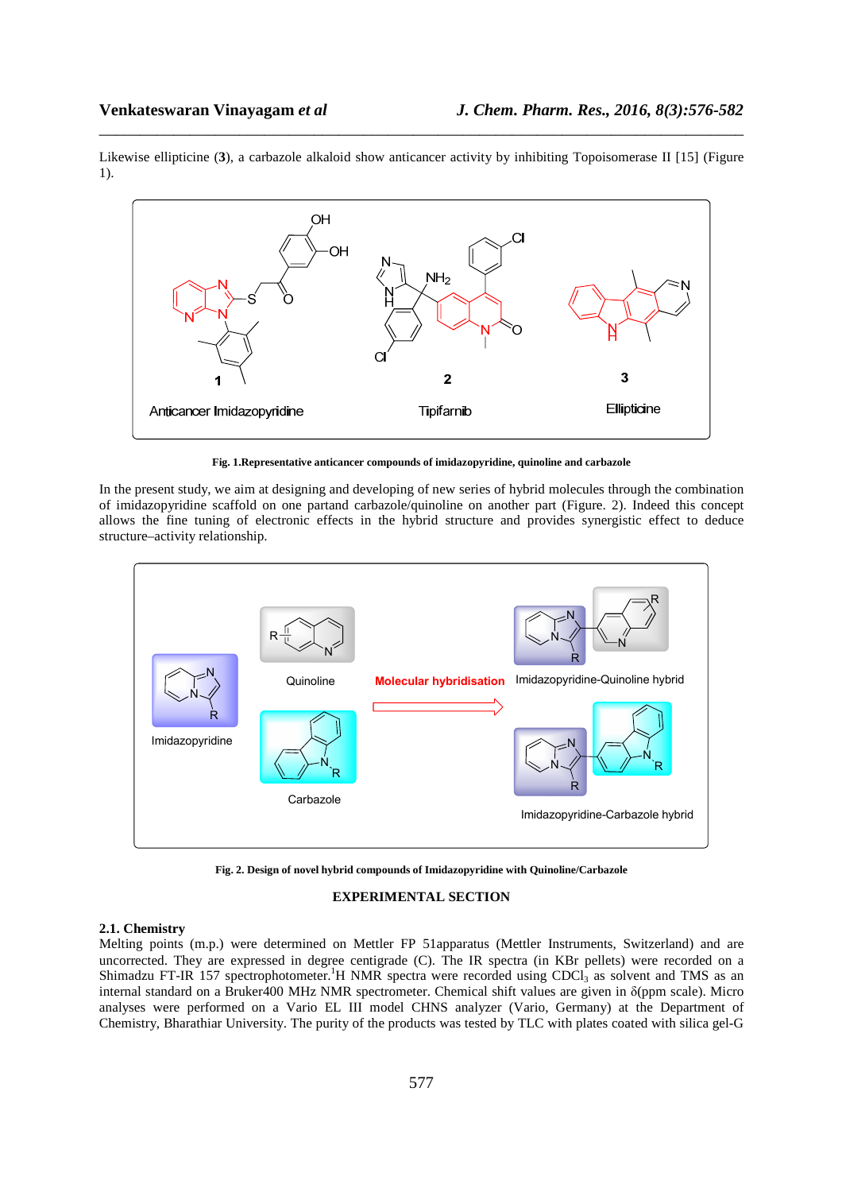Likewise ellipticine (**3**), a carbazole alkaloid show anticancer activity by inhibiting Topoisomerase II [15] (Figure 1).

**Fig. 1.Representative anticancer compounds of imidazopyridine, quinoline and carbazole**

In the present study, we aim at designing and developing of new series of hybrid molecules through the combination of imidazopyridine scaffold on one partand carbazole/quinoline on another part (Figure. 2). Indeed this concept allows the fine tuning of electronic effects in the hybrid structure and provides synergistic effect to deduce structure–activity relationship.

**Fig. 2. Design of novel hybrid compounds of Imidazopyridine with Quinoline/Carbazole**

## EXPERIMENTAL SECTION

### 2.1. Chemistry

Melting points (m.p.) were determined on Mettler FP 51apparatus (Mettler Instruments, Switzerland) and are uncorrected. They are expressed in degree centigrade (C). The IR spectra (in KBr pellets) were recorded on a Shimadzu FT-IR 157 spectrophotometer.$^{1}$H NMR spectra were recorded using $CDCl_3$ as solvent and TMS as an internal standard on a Bruker400 MHz NMR spectrometer. Chemical shift values are given in δ(ppm scale). Micro analyses were performed on a Vario EL III model CHNS analyzer (Vario, Germany) at the Department of Chemistry, Bharathiar University. The purity of the products was tested by TLC with plates coated with silica gel-G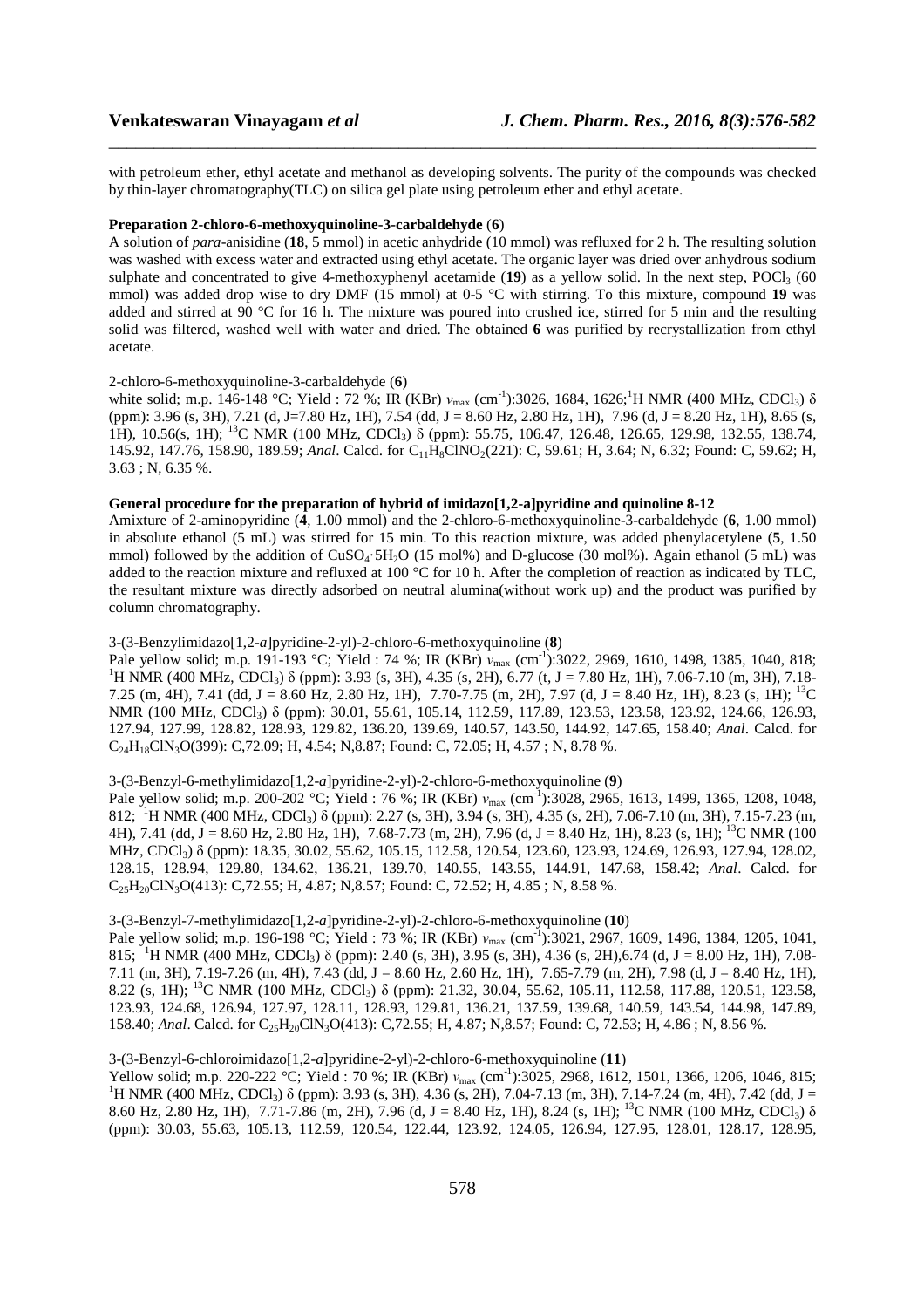with petroleum ether, ethyl acetate and methanol as developing solvents. The purity of the compounds was checked by thin-layer chromatography(TLC) on silica gel plate using petroleum ether and ethyl acetate.

**Preparation 2-chloro-6-methoxyquinoline-3-carbaldehyde (6)**

A solution of *para*-anisidine (**18**, 5 mmol) in acetic anhydride (10 mmol) was refluxed for 2 h. The resulting solution was washed with excess water and extracted using ethyl acetate. The organic layer was dried over anhydrous sodium sulphate and concentrated to give 4-methoxyphenyl acetamide (**19**) as a yellow solid. In the next step, $POCl_3$ (60 mmol) was added drop wise to dry DMF (15 mmol) at 0-5 °C with stirring. To this mixture, compound **19** was added and stirred at 90 °C for 16 h. The mixture was poured into crushed ice, stirred for 5 min and the resulting solid was filtered, washed well with water and dried. The obtained **6** was purified by recrystallization from ethyl acetate.

2-chloro-6-methoxyquinoline-3-carbaldehyde (**6**)

white solid; m.p. 146-148 °C; Yield : 72 %; IR (KBr) $\nu_{max}$ (cm$^{-1}$):3026, 1684, 1626;$^{1}$H NMR (400 MHz, $CDCl_3$) δ (ppm): 3.96 (s, 3H), 7.21 (d, J=7.80 Hz, 1H), 7.54 (dd, J = 8.60 Hz, 2.80 Hz, 1H), 7.96 (d, J = 8.20 Hz, 1H), 8.65 (s, 1H), 10.56(s, 1H); $^{13}$C NMR (100 MHz, $CDCl_3$) δ (ppm): 55.75, 106.47, 126.48, 126.65, 129.98, 132.55, 138.74, 145.92, 147.76, 158.90, 189.59; *Anal*. Calcd. for $C_{11}H_8ClNO_2$(221): C, 59.61; H, 3.64; N, 6.32; Found: C, 59.62; H, 3.63 ; N, 6.35 %.

**General procedure for the preparation of hybrid of imidazo[1,2-a]pyridine and quinoline 8-12**

Amixture of 2-aminopyridine (**4**, 1.00 mmol) and the 2-chloro-6-methoxyquinoline-3-carbaldehyde (**6**, 1.00 mmol) in absolute ethanol (5 mL) was stirred for 15 min. To this reaction mixture, was added phenylacetylene (**5**, 1.50 mmol) followed by the addition of $CuSO_4 \cdot 5H_2O$ (15 mol%) and D-glucose (30 mol%). Again ethanol (5 mL) was added to the reaction mixture and refluxed at 100 °C for 10 h. After the completion of reaction as indicated by TLC, the resultant mixture was directly adsorbed on neutral alumina(without work up) and the product was purified by column chromatography.

3-(3-Benzylimidazo[1,2-*a*]pyridine-2-yl)-2-chloro-6-methoxyquinoline (**8**)

Pale yellow solid; m.p. 191-193 °C; Yield : 74 %; IR (KBr) $\nu_{max}$ (cm$^{-1}$):3022, 2969, 1610, 1498, 1385, 1040, 818; $^{1}$H NMR (400 MHz, $CDCl_3$) δ (ppm): 3.93 (s, 3H), 4.35 (s, 2H), 6.77 (t, J = 7.80 Hz, 1H), 7.06-7.10 (m, 3H), 7.18-7.25 (m, 4H), 7.41 (dd, J = 8.60 Hz, 2.80 Hz, 1H), 7.70-7.75 (m, 2H), 7.97 (d, J = 8.40 Hz, 1H), 8.23 (s, 1H); $^{13}$C NMR (100 MHz, $CDCl_3$) δ (ppm): 30.01, 55.61, 105.14, 112.59, 117.89, 123.53, 123.58, 123.92, 124.66, 126.93, 127.94, 127.99, 128.82, 128.93, 129.82, 136.20, 139.69, 140.57, 143.50, 144.92, 147.65, 158.40; *Anal*. Calcd. for $C_{24}H_{18}ClN_3O$(399): C,72.09; H, 4.54; N,8.87; Found: C, 72.05; H, 4.57 ; N, 8.78 %.

3-(3-Benzyl-6-methylimidazo[1,2-*a*]pyridine-2-yl)-2-chloro-6-methoxyquinoline (**9**)

Pale yellow solid; m.p. 200-202 °C; Yield : 76 %; IR (KBr) $\nu_{max}$ (cm$^{-1}$):3028, 2965, 1613, 1499, 1365, 1208, 1048, 812; $^{1}$H NMR (400 MHz, $CDCl_3$) δ (ppm): 2.27 (s, 3H), 3.94 (s, 3H), 4.35 (s, 2H), 7.06-7.10 (m, 3H), 7.15-7.23 (m, 4H), 7.41 (dd, J = 8.60 Hz, 2.80 Hz, 1H), 7.68-7.73 (m, 2H), 7.96 (d, J = 8.40 Hz, 1H), 8.23 (s, 1H); $^{13}$C NMR (100 MHz, $CDCl_3$) δ (ppm): 18.35, 30.02, 55.62, 105.15, 112.58, 120.54, 123.60, 123.93, 124.69, 126.93, 127.94, 128.02, 128.15, 128.94, 129.80, 134.62, 136.21, 139.70, 140.55, 143.55, 144.91, 147.68, 158.42; *Anal*. Calcd. for $C_{25}H_{20}ClN_3O$(413): C,72.55; H, 4.87; N,8.57; Found: C, 72.52; H, 4.85 ; N, 8.58 %.

3-(3-Benzyl-7-methylimidazo[1,2-*a*]pyridine-2-yl)-2-chloro-6-methoxyquinoline (**10**)

Pale yellow solid; m.p. 196-198 °C; Yield : 73 %; IR (KBr) $\nu_{max}$ (cm$^{-1}$):3021, 2967, 1609, 1496, 1384, 1205, 1041, 815; $^{1}$H NMR (400 MHz, $CDCl_3$) δ (ppm): 2.40 (s, 3H), 3.95 (s, 3H), 4.36 (s, 2H),6.74 (d, J = 8.00 Hz, 1H), 7.08-7.11 (m, 3H), 7.19-7.26 (m, 4H), 7.43 (dd, J = 8.60 Hz, 2.60 Hz, 1H), 7.65-7.79 (m, 2H), 7.98 (d, J = 8.40 Hz, 1H), 8.22 (s, 1H); $^{13}$C NMR (100 MHz, $CDCl_3$) δ (ppm): 21.32, 30.04, 55.62, 105.11, 112.58, 117.88, 120.51, 123.58, 123.93, 124.68, 126.94, 127.97, 128.11, 128.93, 129.81, 136.21, 137.59, 139.68, 140.59, 143.54, 144.98, 147.89, 158.40; *Anal*. Calcd. for $C_{25}H_{20}ClN_3O$(413): C,72.55; H, 4.87; N,8.57; Found: C, 72.53; H, 4.86 ; N, 8.56 %.

3-(3-Benzyl-6-chloroimidazo[1,2-*a*]pyridine-2-yl)-2-chloro-6-methoxyquinoline (**11**)

Yellow solid; m.p. 220-222 °C; Yield : 70 %; IR (KBr) $\nu_{max}$ (cm$^{-1}$):3025, 2968, 1612, 1501, 1366, 1206, 1046, 815; $^{1}$H NMR (400 MHz, $CDCl_3$) δ (ppm): 3.93 (s, 3H), 4.36 (s, 2H), 7.04-7.13 (m, 3H), 7.14-7.24 (m, 4H), 7.42 (dd, J = 8.60 Hz, 2.80 Hz, 1H), 7.71-7.86 (m, 2H), 7.96 (d, J = 8.40 Hz, 1H), 8.24 (s, 1H); $^{13}$C NMR (100 MHz, $CDCl_3$) δ (ppm): 30.03, 55.63, 105.13, 112.59, 120.54, 122.44, 123.92, 124.05, 126.94, 127.95, 128.01, 128.17, 128.95,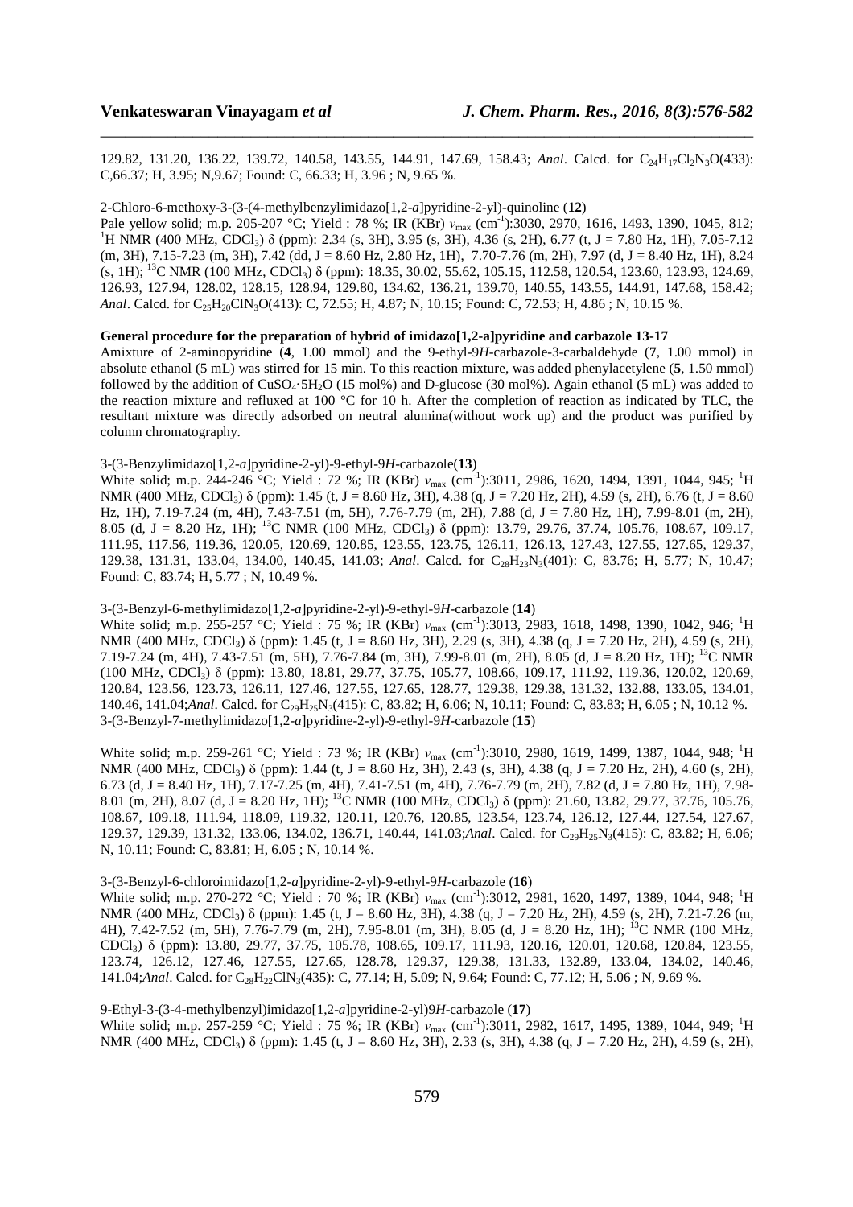129.82, 131.20, 136.22, 139.72, 140.58, 143.55, 144.91, 147.69, 158.43; *Anal*. Calcd. for $C_{24}H_{17}Cl_2N_3O$(433): C,66.37; H, 3.95; N,9.67; Found: C, 66.33; H, 3.96 ; N, 9.65 %.

2-Chloro-6-methoxy-3-(3-(4-methylbenzylimidazo[1,2-*a*]pyridine-2-yl)-quinoline (**12**)
Pale yellow solid; m.p. 205-207 °C; Yield : 78 %; IR (KBr) $\nu_{max}$ (cm$^{-1}$):3030, 2970, 1616, 1493, 1390, 1045, 812; $^1$H NMR (400 MHz, $CDCl_3$) δ (ppm): 2.34 (s, 3H), 3.95 (s, 3H), 4.36 (s, 2H), 6.77 (t, J = 7.80 Hz, 1H), 7.05-7.12 (m, 3H), 7.15-7.23 (m, 3H), 7.42 (dd, J = 8.60 Hz, 2.80 Hz, 1H), 7.70-7.76 (m, 2H), 7.97 (d, J = 8.40 Hz, 1H), 8.24 (s, 1H); $^{13}$C NMR (100 MHz, $CDCl_3$) δ (ppm): 18.35, 30.02, 55.62, 105.15, 112.58, 120.54, 123.60, 123.93, 124.69, 126.93, 127.94, 128.02, 128.15, 128.94, 129.80, 134.62, 136.21, 139.70, 140.55, 143.55, 144.91, 147.68, 158.42; *Anal*. Calcd. for $C_{25}H_{20}ClN_3O$(413): C, 72.55; H, 4.87; N, 10.15; Found: C, 72.53; H, 4.86 ; N, 10.15 %.

**General procedure for the preparation of hybrid of imidazo[1,2-a]pyridine and carbazole 13-17**

Amixture of 2-aminopyridine (**4**, 1.00 mmol) and the 9-ethyl-9*H*-carbazole-3-carbaldehyde (**7**, 1.00 mmol) in absolute ethanol (5 mL) was stirred for 15 min. To this reaction mixture, was added phenylacetylene (**5**, 1.50 mmol) followed by the addition of $CuSO_4 \cdot 5H_2O$ (15 mol%) and D-glucose (30 mol%). Again ethanol (5 mL) was added to the reaction mixture and refluxed at 100 °C for 10 h. After the completion of reaction as indicated by TLC, the resultant mixture was directly adsorbed on neutral alumina(without work up) and the product was purified by column chromatography.

3-(3-Benzylimidazo[1,2-*a*]pyridine-2-yl)-9-ethyl-9*H*-carbazole(**13**)
White solid; m.p. 244-246 °C; Yield : 72 %; IR (KBr) $\nu_{max}$ (cm$^{-1}$):3011, 2986, 1620, 1494, 1391, 1044, 945; $^1$H NMR (400 MHz, $CDCl_3$) δ (ppm): 1.45 (t, J = 8.60 Hz, 3H), 4.38 (q, J = 7.20 Hz, 2H), 4.59 (s, 2H), 6.76 (t, J = 8.60 Hz, 1H), 7.19-7.24 (m, 4H), 7.43-7.51 (m, 5H), 7.76-7.79 (m, 2H), 7.88 (d, J = 7.80 Hz, 1H), 7.99-8.01 (m, 2H), 8.05 (d, J = 8.20 Hz, 1H); $^{13}$C NMR (100 MHz, $CDCl_3$) δ (ppm): 13.79, 29.76, 37.74, 105.76, 108.67, 109.17, 111.95, 117.56, 119.36, 120.05, 120.69, 120.85, 123.55, 123.75, 126.11, 126.13, 127.43, 127.55, 127.65, 129.37, 129.38, 131.31, 133.04, 134.00, 140.45, 141.03; *Anal*. Calcd. for $C_{28}H_{23}N_3$(401): C, 83.76; H, 5.77; N, 10.47; Found: C, 83.74; H, 5.77 ; N, 10.49 %.

3-(3-Benzyl-6-methylimidazo[1,2-*a*]pyridine-2-yl)-9-ethyl-9*H*-carbazole (**14**)
White solid; m.p. 255-257 °C; Yield : 75 %; IR (KBr) $\nu_{max}$ (cm$^{-1}$):3013, 2983, 1618, 1498, 1390, 1042, 946; $^1$H NMR (400 MHz, $CDCl_3$) δ (ppm): 1.45 (t, J = 8.60 Hz, 3H), 2.29 (s, 3H), 4.38 (q, J = 7.20 Hz, 2H), 4.59 (s, 2H), 7.19-7.24 (m, 4H), 7.43-7.51 (m, 5H), 7.76-7.84 (m, 3H), 7.99-8.01 (m, 2H), 8.05 (d, J = 8.20 Hz, 1H); $^{13}$C NMR (100 MHz, $CDCl_3$) δ (ppm): 13.80, 18.81, 29.77, 37.75, 105.77, 108.66, 109.17, 111.92, 119.36, 120.02, 120.69, 120.84, 123.56, 123.73, 126.11, 127.46, 127.55, 127.65, 128.77, 129.38, 129.38, 131.32, 132.88, 133.05, 134.01, 140.46, 141.04;*Anal*. Calcd. for $C_{29}H_{25}N_3$(415): C, 83.82; H, 6.06; N, 10.11; Found: C, 83.83; H, 6.05 ; N, 10.12 %.

3-(3-Benzyl-7-methylimidazo[1,2-*a*]pyridine-2-yl)-9-ethyl-9*H*-carbazole (**15**)
White solid; m.p. 259-261 °C; Yield : 73 %; IR (KBr) $\nu_{max}$ (cm$^{-1}$):3010, 2980, 1619, 1499, 1387, 1044, 948; $^1$H NMR (400 MHz, $CDCl_3$) δ (ppm): 1.44 (t, J = 8.60 Hz, 3H), 2.43 (s, 3H), 4.38 (q, J = 7.20 Hz, 2H), 4.60 (s, 2H), 6.73 (d, J = 8.40 Hz, 1H), 7.17-7.25 (m, 4H), 7.41-7.51 (m, 4H), 7.76-7.79 (m, 2H), 7.82 (d, J = 7.80 Hz, 1H), 7.98-8.01 (m, 2H), 8.07 (d, J = 8.20 Hz, 1H); $^{13}$C NMR (100 MHz, $CDCl_3$) δ (ppm): 21.60, 13.82, 29.77, 37.76, 105.76, 108.67, 109.18, 111.94, 118.09, 119.32, 120.11, 120.76, 120.85, 123.54, 123.74, 126.12, 127.44, 127.54, 127.67, 129.37, 129.39, 131.32, 133.06, 134.02, 136.71, 140.44, 141.03;*Anal*. Calcd. for $C_{29}H_{25}N_3$(415): C, 83.82; H, 6.06; N, 10.11; Found: C, 83.81; H, 6.05 ; N, 10.14 %.

3-(3-Benzyl-6-chloroimidazo[1,2-*a*]pyridine-2-yl)-9-ethyl-9*H*-carbazole (**16**)
White solid; m.p. 270-272 °C; Yield : 70 %; IR (KBr) $\nu_{max}$ (cm$^{-1}$):3012, 2981, 1620, 1497, 1389, 1044, 948; $^1$H NMR (400 MHz, $CDCl_3$) δ (ppm): 1.45 (t, J = 8.60 Hz, 3H), 4.38 (q, J = 7.20 Hz, 2H), 4.59 (s, 2H), 7.21-7.26 (m, 4H), 7.42-7.52 (m, 5H), 7.76-7.79 (m, 2H), 7.95-8.01 (m, 3H), 8.05 (d, J = 8.20 Hz, 1H); $^{13}$C NMR (100 MHz, $CDCl_3$) δ (ppm): 13.80, 29.77, 37.75, 105.78, 108.65, 109.17, 111.93, 120.16, 120.01, 120.68, 120.84, 123.55, 123.74, 126.12, 127.46, 127.55, 127.65, 128.78, 129.37, 129.38, 131.33, 132.89, 133.04, 134.02, 140.46, 141.04;*Anal*. Calcd. for $C_{28}H_{22}ClN_3$(435): C, 77.14; H, 5.09; N, 9.64; Found: C, 77.12; H, 5.06 ; N, 9.69 %.

9-Ethyl-3-(3-4-methylbenzyl)imidazo[1,2-*a*]pyridine-2-yl)9*H*-carbazole (**17**)
White solid; m.p. 257-259 °C; Yield : 75 %; IR (KBr) $\nu_{max}$ (cm$^{-1}$):3011, 2982, 1617, 1495, 1389, 1044, 949; $^1$H NMR (400 MHz, $CDCl_3$) δ (ppm): 1.45 (t, J = 8.60 Hz, 3H), 2.33 (s, 3H), 4.38 (q, J = 7.20 Hz, 2H), 4.59 (s, 2H),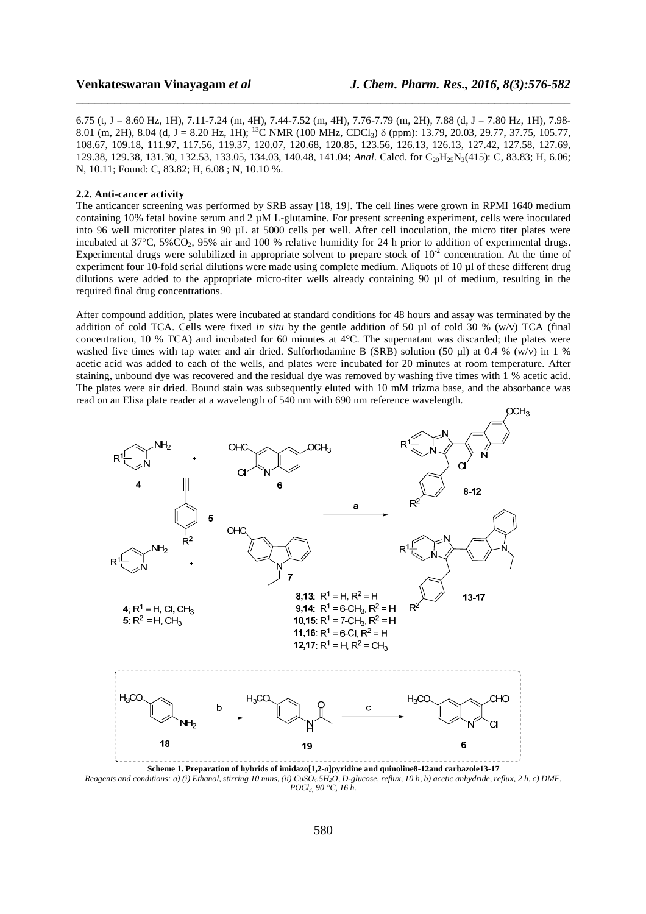6.75 (t, J = 8.60 Hz, 1H), 7.11-7.24 (m, 4H), 7.44-7.52 (m, 4H), 7.76-7.79 (m, 2H), 7.88 (d, J = 7.80 Hz, 1H), 7.98-8.01 (m, 2H), 8.04 (d, J = 8.20 Hz, 1H); $^{13}$C NMR (100 MHz, $CDCl_3$) δ (ppm): 13.79, 20.03, 29.77, 37.75, 105.77, 108.67, 109.18, 111.97, 117.56, 119.37, 120.07, 120.68, 120.85, 123.56, 126.13, 126.13, 127.42, 127.58, 127.69, 129.38, 129.38, 131.30, 132.53, 133.05, 134.03, 140.48, 141.04; *Anal*. Calcd. for $C_{29}H_{25}N_3$(415): C, 83.83; H, 6.06; N, 10.11; Found: C, 83.82; H, 6.08 ; N, 10.10 %.

### 2.2. Anti-cancer activity

The anticancer screening was performed by SRB assay [18, 19]. The cell lines were grown in RPMI 1640 medium containing 10% fetal bovine serum and 2 µM L-glutamine. For present screening experiment, cells were inoculated into 96 well microtiter plates in 90 µL at 5000 cells per well. After cell inoculation, the micro titer plates were incubated at 37°C, 5%$CO_2$, 95% air and 100 % relative humidity for 24 h prior to addition of experimental drugs. Experimental drugs were solubilized in appropriate solvent to prepare stock of $10^{-2}$ concentration. At the time of experiment four 10-fold serial dilutions were made using complete medium. Aliquots of 10 µl of these different drug dilutions were added to the appropriate micro-titer wells already containing 90 µl of medium, resulting in the required final drug concentrations.

After compound addition, plates were incubated at standard conditions for 48 hours and assay was terminated by the addition of cold TCA. Cells were fixed *in situ* by the gentle addition of 50 µl of cold 30 % (w/v) TCA (final concentration, 10 % TCA) and incubated for 60 minutes at 4°C. The supernatant was discarded; the plates were washed five times with tap water and air dried. Sulforhodamine B (SRB) solution (50 µl) at 0.4 % (w/v) in 1 % acetic acid was added to each of the wells, and plates were incubated for 20 minutes at room temperature. After staining, unbound dye was recovered and the residual dye was removed by washing five times with 1 % acetic acid. The plates were air dried. Bound stain was subsequently eluted with 10 mM trizma base, and the absorbance was read on an Elisa plate reader at a wavelength of 540 nm with 690 nm reference wavelength.

4; $R^1$ = H, Cl, $CH_3$
5: $R^2$ = H, $CH_3$

**8,13**: $R^1$ = H, $R^2$ = H
**9,14**: $R^1$ = 6-$CH_3$, $R^2$ = H
**10,15**: $R^1$ = 7-$CH_3$, $R^2$ = H
**11,16**: $R^1$ = 6-Cl, $R^2$ = H
**12,17**: $R^1$ = H, $R^2$ = $CH_3$

**Scheme 1. Preparation of hybrids of imidazo[1,2-*a*]pyridine and quinoline8-12and carbazole13-17**

*Reagents and conditions: a) (i) Ethanol, stirring 10 mins, (ii) $CuSO_4.5H_2O$, D-glucose, reflux, 10 h, b) acetic anhydride, reflux, 2 h, c) DMF, $POCl_3$, 90 °C, 16 h.*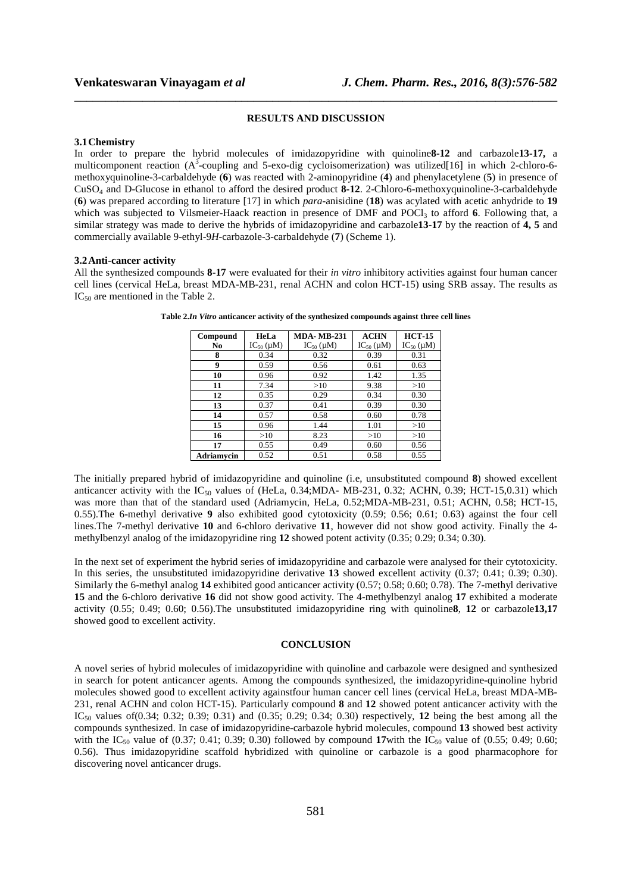## RESULTS AND DISCUSSION

### 3.1 Chemistry

In order to prepare the hybrid molecules of imidazopyridine with quinoline **8-12** and carbazole **13-17,** a multicomponent reaction ($A^3$-coupling and 5-exo-dig cycloisomerization) was utilized[16] in which 2-chloro-6-methoxyquinoline-3-carbaldehyde (**6**) was reacted with 2-aminopyridine (**4**) and phenylacetylene (**5**) in presence of $CuSO_4$ and D-Glucose in ethanol to afford the desired product **8-12**. 2-Chloro-6-methoxyquinoline-3-carbaldehyde (**6**) was prepared according to literature [17] in which *para*-anisidine (**18**) was acylated with acetic anhydride to **19** which was subjected to Vilsmeier-Haack reaction in presence of DMF and $POCl_3$ to afford **6**. Following that, a similar strategy was made to derive the hybrids of imidazopyridine and carbazole **13-17** by the reaction of **4, 5** and commercially available 9-ethyl-9*H*-carbazole-3-carbaldehyde (**7**) (Scheme 1).

### 3.2 Anti-cancer activity

All the synthesized compounds **8-17** were evaluated for their *in vitro* inhibitory activities against four human cancer cell lines (cervical HeLa, breast MDA-MB-231, renal ACHN and colon HCT-15) using SRB assay. The results as $IC_{50}$ are mentioned in the Table 2.

**Table 2.*In Vitro* anticancer activity of the synthesized compounds against three cell lines**

| Compound No | HeLa $IC_{50}$ (μM) | MDA- MB-231 $IC_{50}$ (μM) | ACHN $IC_{50}$ (μM) | HCT-15 $IC_{50}$ (μM) |
|---|---|---|---|---|
| **8** | 0.34 | 0.32 | 0.39 | 0.31 |
| **9** | 0.59 | 0.56 | 0.61 | 0.63 |
| **10** | 0.96 | 0.92 | 1.42 | 1.35 |
| **11** | 7.34 | >10 | 9.38 | >10 |
| **12** | 0.35 | 0.29 | 0.34 | 0.30 |
| **13** | 0.37 | 0.41 | 0.39 | 0.30 |
| **14** | 0.57 | 0.58 | 0.60 | 0.78 |
| **15** | 0.96 | 1.44 | 1.01 | >10 |
| **16** | >10 | 8.23 | >10 | >10 |
| **17** | 0.55 | 0.49 | 0.60 | 0.56 |
| **Adriamycin** | 0.52 | 0.51 | 0.58 | 0.55 |

The initially prepared hybrid of imidazopyridine and quinoline (i.e, unsubstituted compound **8**) showed excellent anticancer activity with the $IC_{50}$ values of (HeLa, 0.34;MDA- MB-231, 0.32; ACHN, 0.39; HCT-15,0.31) which was more than that of the standard used (Adriamycin, HeLa, 0.52;MDA-MB-231, 0.51; ACHN, 0.58; HCT-15, 0.55).The 6-methyl derivative **9** also exhibited good cytotoxicity (0.59; 0.56; 0.61; 0.63) against the four cell lines.The 7-methyl derivative **10** and 6-chloro derivative **11**, however did not show good activity. Finally the 4-methylbenzyl analog of the imidazopyridine ring **12** showed potent activity (0.35; 0.29; 0.34; 0.30).

In the next set of experiment the hybrid series of imidazopyridine and carbazole were analysed for their cytotoxicity. In this series, the unsubstituted imidazopyridine derivative **13** showed excellent activity (0.37; 0.41; 0.39; 0.30). Similarly the 6-methyl analog **14** exhibited good anticancer activity (0.57; 0.58; 0.60; 0.78). The 7-methyl derivative **15** and the 6-chloro derivative **16** did not show good activity. The 4-methylbenzyl analog **17** exhibited a moderate activity (0.55; 0.49; 0.60; 0.56).The unsubstituted imidazopyridine ring with quinoline **8**, **12** or carbazole **13,17** showed good to excellent activity.

## CONCLUSION

A novel series of hybrid molecules of imidazopyridine with quinoline and carbazole were designed and synthesized in search for potent anticancer agents. Among the compounds synthesized, the imidazopyridine-quinoline hybrid molecules showed good to excellent activity againstfour human cancer cell lines (cervical HeLa, breast MDA-MB-231, renal ACHN and colon HCT-15). Particularly compound **8** and **12** showed potent anticancer activity with the $IC_{50}$ values of(0.34; 0.32; 0.39; 0.31) and (0.35; 0.29; 0.34; 0.30) respectively, **12** being the best among all the compounds synthesized. In case of imidazopyridine-carbazole hybrid molecules, compound **13** showed best activity with the $IC_{50}$ value of (0.37; 0.41; 0.39; 0.30) followed by compound **17**with the $IC_{50}$ value of (0.55; 0.49; 0.60; 0.56). Thus imidazopyridine scaffold hybridized with quinoline or carbazole is a good pharmacophore for discovering novel anticancer drugs.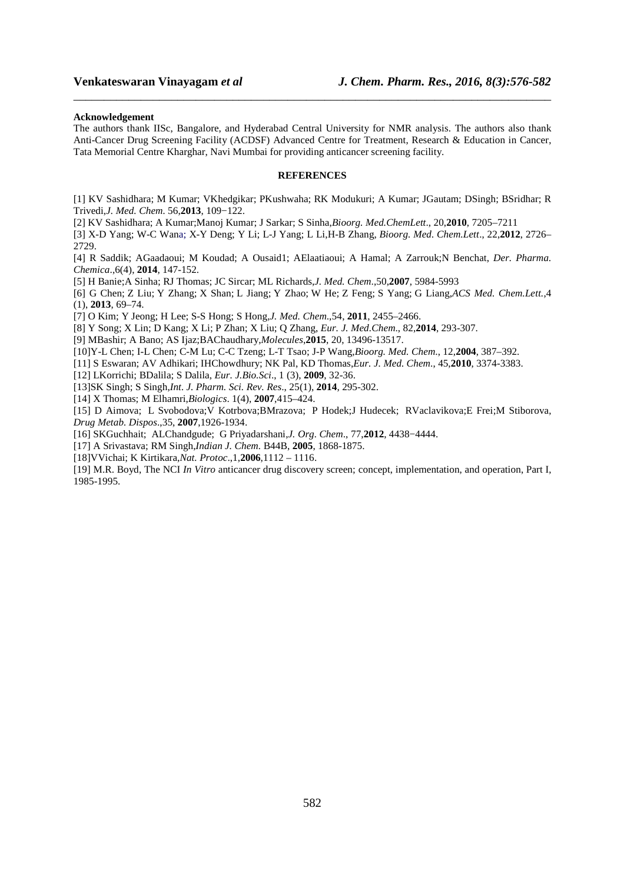**Acknowledgement**

The authors thank IISc, Bangalore, and Hyderabad Central University for NMR analysis. The authors also thank Anti-Cancer Drug Screening Facility (ACDSF) Advanced Centre for Treatment, Research & Education in Cancer, Tata Memorial Centre Kharghar, Navi Mumbai for providing anticancer screening facility.

## REFERENCES

[1] KV Sashidhara; M Kumar; VKhedgikar; PKushwaha; RK Modukuri; A Kumar; JGautam; DSingh; BSridhar; R Trivedi,*J. Med. Chem*. 56,**2013**, 109−122.

[2] KV Sashidhara; A Kumar;Manoj Kumar; J Sarkar; S Sinha,*Bioorg. Med.ChemLett*., 20,**2010**, 7205–7211

[3] X-D Yang; W-C Wana; X-Y Deng; Y Li; L-J Yang; L Li,H-B Zhang, *Bioorg. Med. Chem.Lett*., 22,**2012**, 2726–2729.

[4] R Saddik; AGaadaoui; M Koudad; A Ousaid1; AElaatiaoui; A Hamal; A Zarrouk;N Benchat, *Der. Pharma. Chemica*.,6(4), **2014**, 147-152.

[5] H Banie;A Sinha; RJ Thomas; JC Sircar; ML Richards,*J. Med. Chem*.,50,**2007**, 5984-5993

[6] G Chen; Z Liu; Y Zhang; X Shan; L Jiang; Y Zhao; W He; Z Feng; S Yang; G Liang,*ACS Med. Chem.Lett.*,4 (1), **2013**, 69–74.

[7] O Kim; Y Jeong; H Lee; S-S Hong; S Hong,*J. Med. Chem*.,54, **2011**, 2455–2466.

[8] Y Song; X Lin; D Kang; X Li; P Zhan; X Liu; Q Zhang, *Eur. J. Med.Chem*., 82,**2014**, 293-307.

[9] MBashir; A Bano; AS Ijaz;BAChaudhary,*Molecules*,**2015**, 20, 13496-13517.

[10]Y-L Chen; I-L Chen; C-M Lu; C-C Tzeng; L-T Tsao; J-P Wang,*Bioorg. Med. Chem*., 12,**2004**, 387–392.

[11] S Eswaran; AV Adhikari; IHChowdhury; NK Pal, KD Thomas,*Eur. J. Med. Chem*., 45,**2010**, 3374-3383.

[12] LKorrichi; BDalila; S Dalila, *Eur. J.Bio.Sci*., 1 (3), **2009**, 32-36.

[13]SK Singh; S Singh,*Int. J. Pharm. Sci. Rev. Res*., 25(1), **2014**, 295-302.

[14] X Thomas; M Elhamri,*Biologics*. 1(4), **2007**,415–424.

[15] D Aimova; L Svobodova;V Kotrbova;BMrazova; P Hodek;J Hudecek; RVaclavikova;E Frei;M Stiborova, *Drug Metab. Dispos*.,35, **2007**,1926-1934.

[16] SKGuchhait; ALChandgude; G Priyadarshani,*J. Org. Chem*., 77,**2012**, 4438−4444.

[17] A Srivastava; RM Singh,*Indian J. Chem.* B44B, **2005**, 1868-1875.

[18]VVichai; K Kirtikara,*Nat. Protoc*.,1,**2006**,1112 – 1116.

[19] M.R. Boyd, The NCI *In Vitro* anticancer drug discovery screen; concept, implementation, and operation, Part I, 1985-1995.